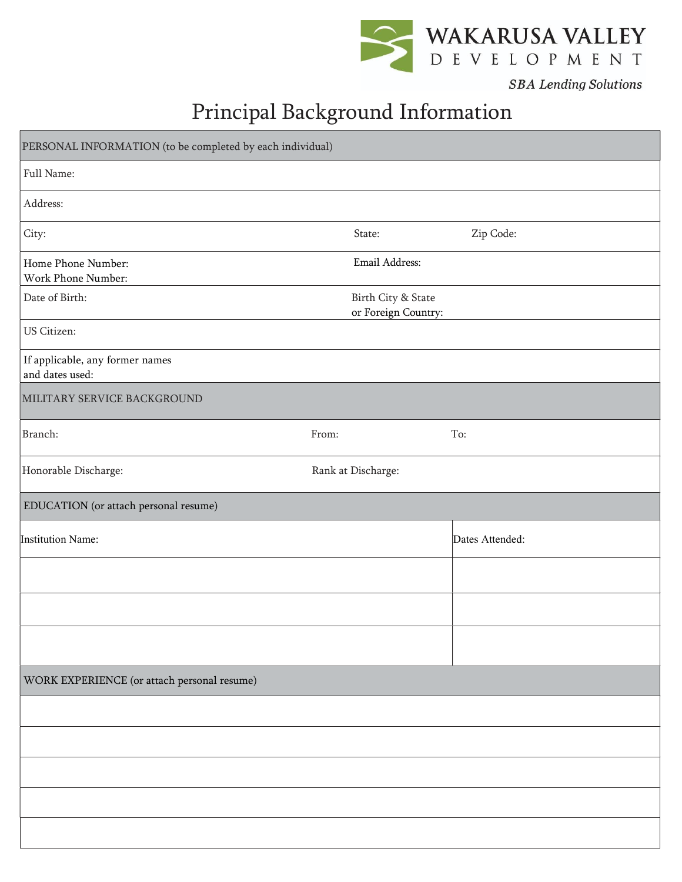WAKARUSA VALLEY DEVELOPMENT

*SBA Lending Solutions*

# Principal Background Information

| PERSONAL INFORMATION (to be completed by each individual) | | |
|---|---|---|
| Full Name: | | |
| Address: | | |
| City: | State: | Zip Code: |
| Home Phone Number:<br>Work Phone Number: | Email Address: | |
| Date of Birth: | Birth City & State<br>or Foreign Country: | |
| US Citizen: | | |
| If applicable, any former names<br>and dates used: | | |

| MILITARY SERVICE BACKGROUND | | |
|---|---|---|
| Branch: | From: | To: |
| Honorable Discharge: | Rank at Discharge: | |

| EDUCATION (or attach personal resume) | |
|---|---|
| Institution Name: | Dates Attended: |
| | |
| | |
| | |

| WORK EXPERIENCE (or attach personal resume) |
|---|
| |
| |
| |
| |
| |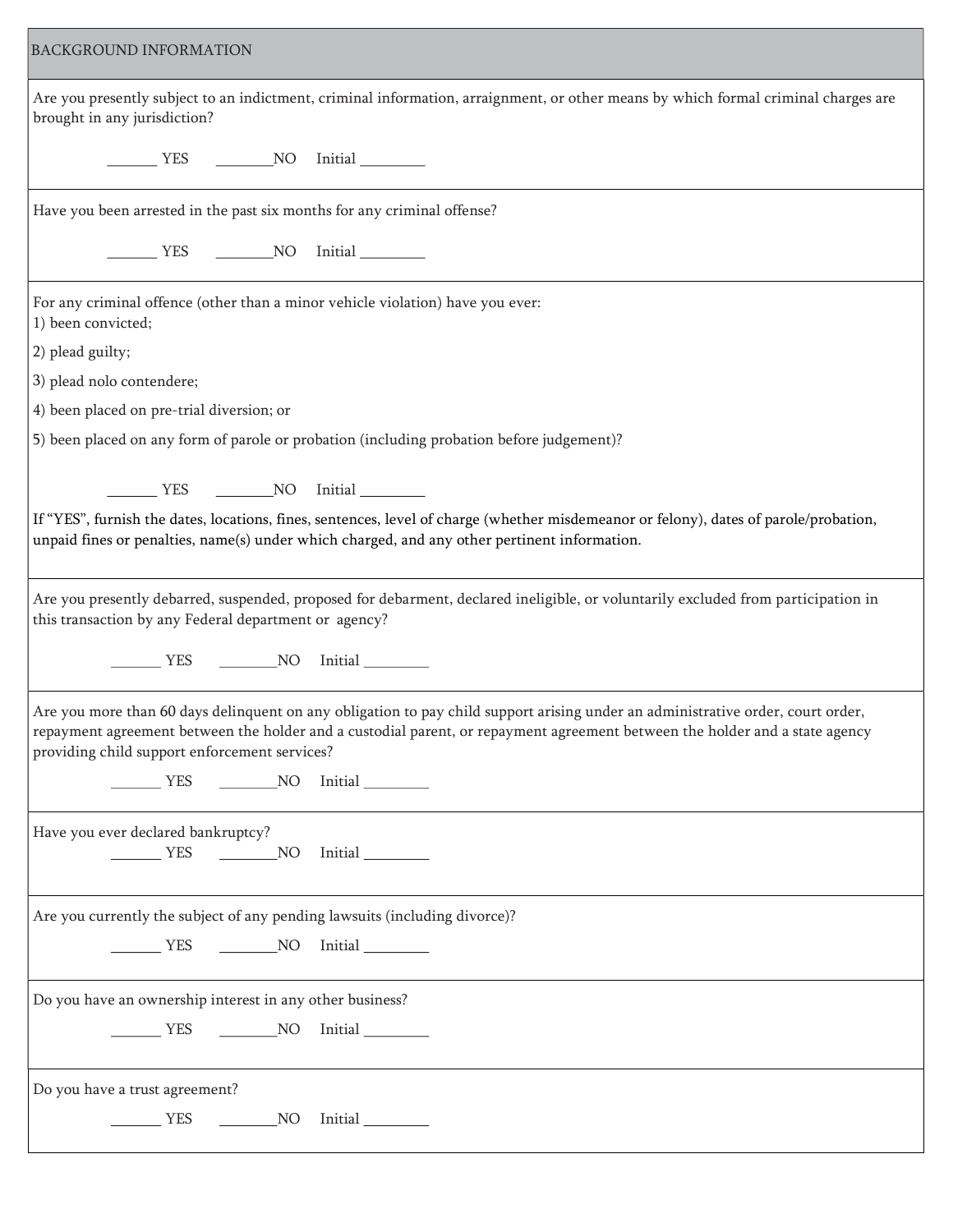## BACKGROUND INFORMATION

Are you presently subject to an indictment, criminal information, arraignment, or other means by which formal criminal charges are brought in any jurisdiction?

______ YES ________NO Initial ________

Have you been arrested in the past six months for any criminal offense?

______ YES ________NO Initial ________

For any criminal offence (other than a minor vehicle violation) have you ever:

1) been convicted;
2) plead guilty;
3) plead nolo contendere;
4) been placed on pre-trial diversion; or
5) been placed on any form of parole or probation (including probation before judgement)?

______ YES ________NO Initial ________

If "YES", furnish the dates, locations, fines, sentences, level of charge (whether misdemeanor or felony), dates of parole/probation, unpaid fines or penalties, name(s) under which charged, and any other pertinent information.

Are you presently debarred, suspended, proposed for debarment, declared ineligible, or voluntarily excluded from participation in this transaction by any Federal department or agency?

______ YES ________NO Initial ________

Are you more than 60 days delinquent on any obligation to pay child support arising under an administrative order, court order, repayment agreement between the holder and a custodial parent, or repayment agreement between the holder and a state agency providing child support enforcement services?

______ YES ________NO Initial ________

Have you ever declared bankruptcy?

______ YES ________NO Initial ________

Are you currently the subject of any pending lawsuits (including divorce)?

______ YES ________NO Initial ________

Do you have an ownership interest in any other business?

______ YES ________NO Initial ________

Do you have a trust agreement?

______ YES ________NO Initial ________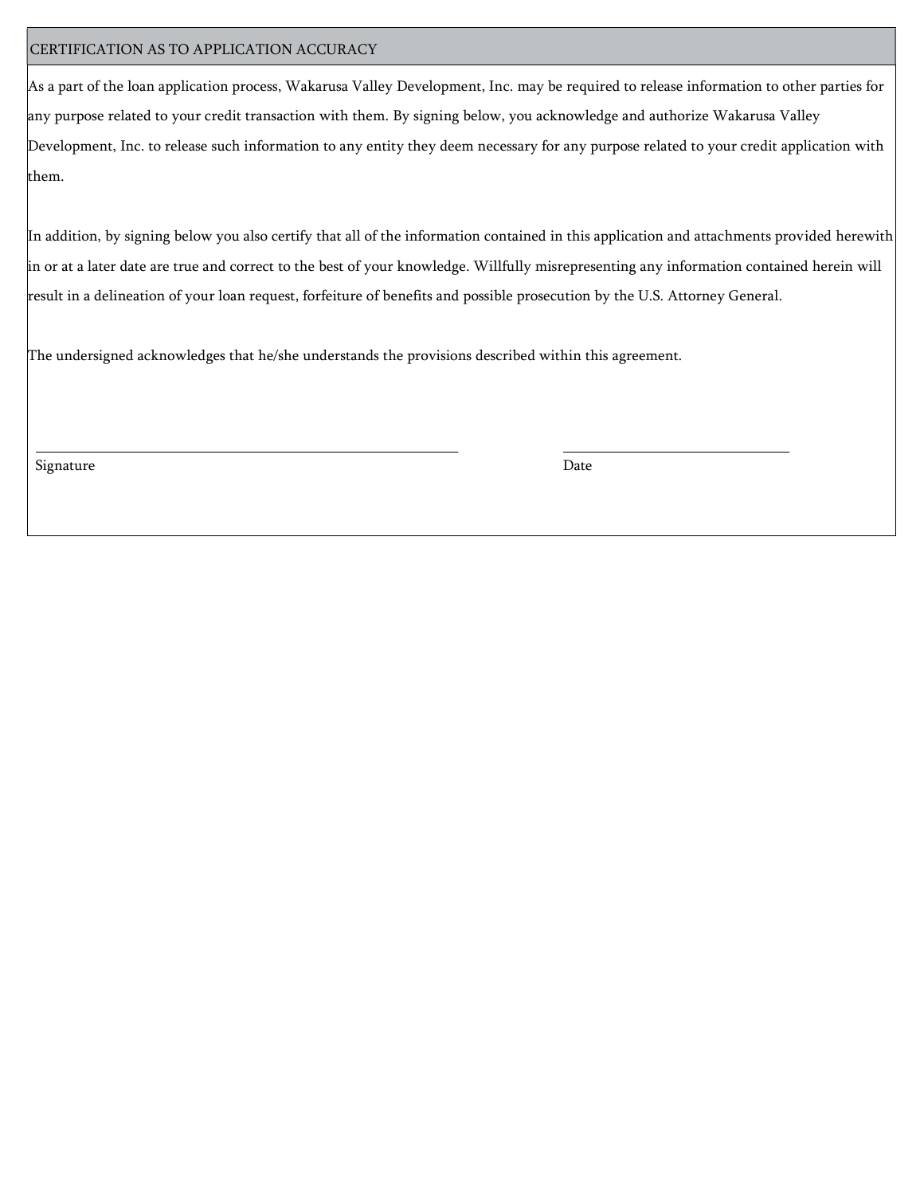## CERTIFICATION AS TO APPLICATION ACCURACY

As a part of the loan application process, Wakarusa Valley Development, Inc. may be required to release information to other parties for any purpose related to your credit transaction with them. By signing below, you acknowledge and authorize Wakarusa Valley Development, Inc. to release such information to any entity they deem necessary for any purpose related to your credit application with them.

In addition, by signing below you also certify that all of the information contained in this application and attachments provided herewith in or at a later date are true and correct to the best of your knowledge. Willfully misrepresenting any information contained herein will result in a delineation of your loan request, forfeiture of benefits and possible prosecution by the U.S. Attorney General.

The undersigned acknowledges that he/she understands the provisions described within this agreement.

\_\_\_\_\_\_\_\_\_\_\_\_\_\_\_\_\_\_\_\_\_\_\_\_\_\_\_\_\_\_\_\_\_\_\_\_\_\_\_\_ \_\_\_\_\_\_\_\_\_\_\_\_\_\_\_\_\_\_\_\_\_\_\_\_

Signature Date